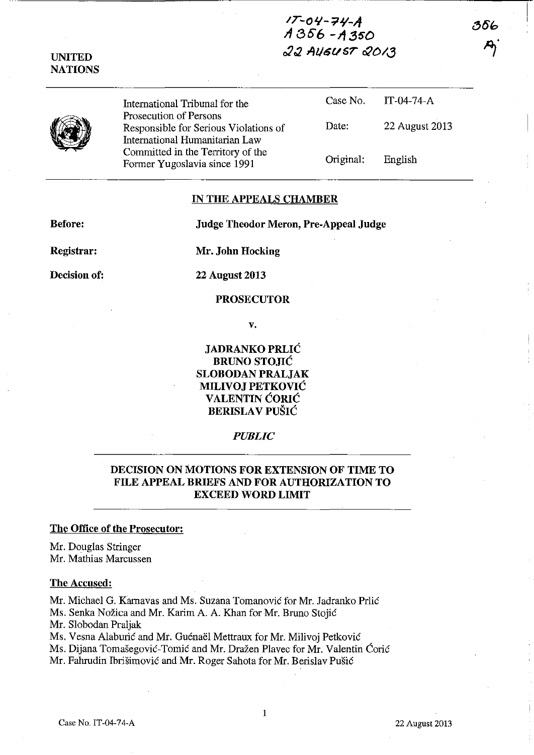IT-04-74-A
A356 - A350
22 AUGUST 2013

356

**UNITED NATIONS**

| International Tribunal for the Prosecution of Persons Responsible for Serious Violations of International Humanitarian Law Committed in the Territory of the Former Yugoslavia since 1991 | Case No. | IT-04-74-A |
|---|---|---|
| | Date: | 22 August 2013 |
| | Original: | English |

## IN THE APPEALS CHAMBER

**Before:** **Judge Theodor Meron, Pre-Appeal Judge**

**Registrar:** **Mr. John Hocking**

**Decision of:** **22 August 2013**

**PROSECUTOR**

**v.**

**JADRANKO PRLIĆ**
**BRUNO STOJIĆ**
**SLOBODAN PRALJAK**
**MILIVOJ PETKOVIĆ**
**VALENTIN ĆORIĆ**
**BERISLAV PUŠIĆ**

***PUBLIC***

## DECISION ON MOTIONS FOR EXTENSION OF TIME TO FILE APPEAL BRIEFS AND FOR AUTHORIZATION TO EXCEED WORD LIMIT

**The Office of the Prosecutor:**

Mr. Douglas Stringer
Mr. Mathias Marcussen

**The Accused:**

Mr. Michael G. Karnavas and Ms. Suzana Tomanović for Mr. Jadranko Prlić
Ms. Senka Nožica and Mr. Karim A. A. Khan for Mr. Bruno Stojić
Mr. Slobodan Praljak
Ms. Vesna Alaburić and Mr. Guénaël Mettraux for Mr. Milivoj Petković
Ms. Dijana Tomašegović-Tomić and Mr. Dražen Plavec for Mr. Valentin Ćorić
Mr. Fahrudin Ibrišimović and Mr. Roger Sahota for Mr. Berislav Pušić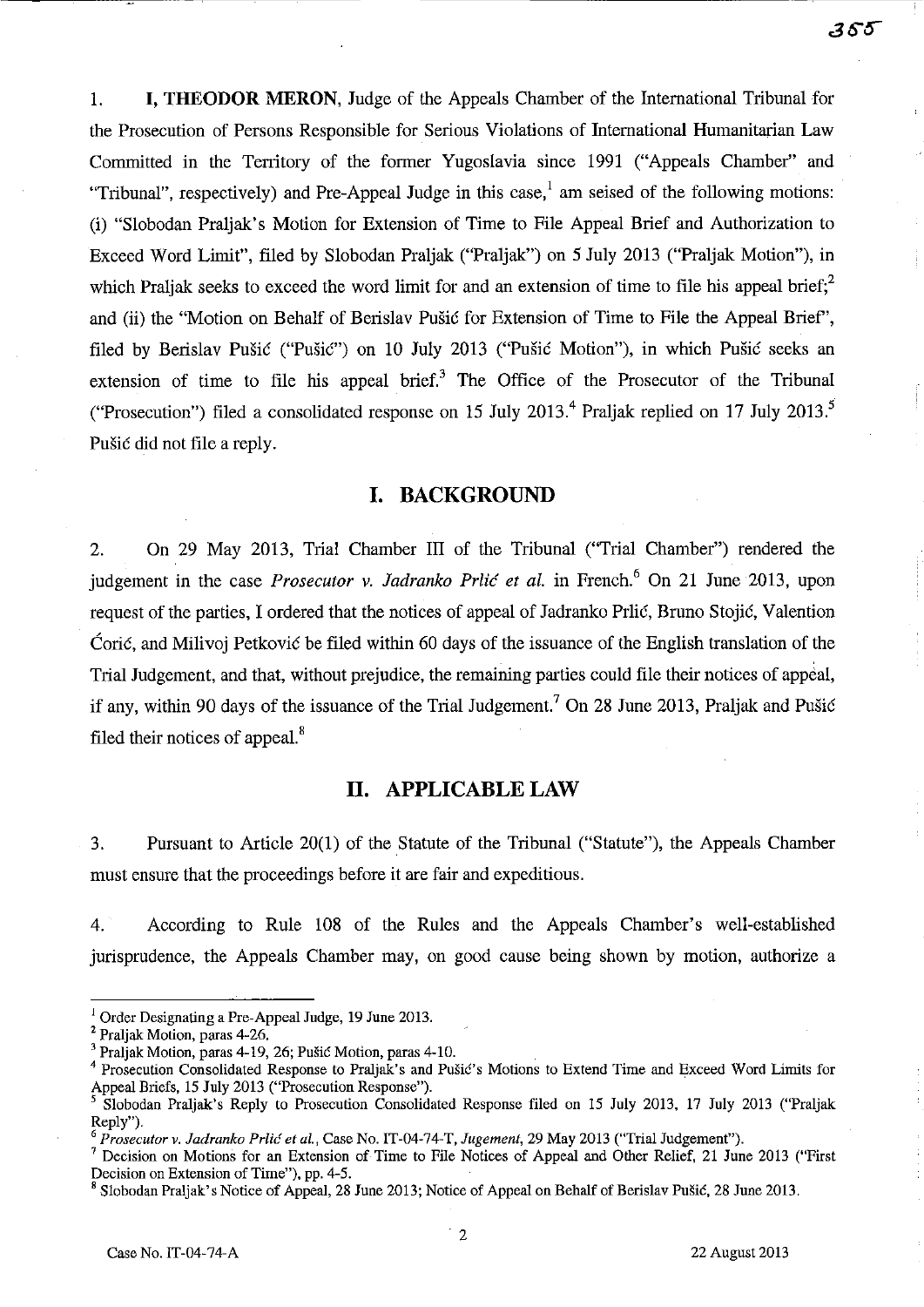1. **I, THEODOR MERON**, Judge of the Appeals Chamber of the International Tribunal for the Prosecution of Persons Responsible for Serious Violations of International Humanitarian Law Committed in the Territory of the former Yugoslavia since 1991 ("Appeals Chamber" and "Tribunal", respectively) and Pre-Appeal Judge in this case,[1] am seised of the following motions: (i) "Slobodan Praljak's Motion for Extension of Time to File Appeal Brief and Authorization to Exceed Word Limit", filed by Slobodan Praljak ("Praljak") on 5 July 2013 ("Praljak Motion"), in which Praljak seeks to exceed the word limit for and an extension of time to file his appeal brief;[2] and (ii) the "Motion on Behalf of Berislav Pušić for Extension of Time to File the Appeal Brief", filed by Berislav Pušić ("Pušić") on 10 July 2013 ("Pušić Motion"), in which Pušić seeks an extension of time to file his appeal brief.[3] The Office of the Prosecutor of the Tribunal ("Prosecution") filed a consolidated response on 15 July 2013.[4] Praljak replied on 17 July 2013.[5] Pušić did not file a reply.

## I. BACKGROUND

2. On 29 May 2013, Trial Chamber III of the Tribunal ("Trial Chamber") rendered the judgement in the case *Prosecutor v. Jadranko Prlić et al.* in French.[6] On 21 June 2013, upon request of the parties, I ordered that the notices of appeal of Jadranko Prlić, Bruno Stojić, Valentin Ćorić, and Milivoj Petković be filed within 60 days of the issuance of the English translation of the Trial Judgement, and that, without prejudice, the remaining parties could file their notices of appeal, if any, within 90 days of the issuance of the Trial Judgement.[7] On 28 June 2013, Praljak and Pušić filed their notices of appeal.[8]

## II. APPLICABLE LAW

3. Pursuant to Article 20(1) of the Statute of the Tribunal ("Statute"), the Appeals Chamber must ensure that the proceedings before it are fair and expeditious.

4. According to Rule 108 of the Rules and the Appeals Chamber's well-established jurisprudence, the Appeals Chamber may, on good cause being shown by motion, authorize a

---

[1] Order Designating a Pre-Appeal Judge, 19 June 2013.

[2] Praljak Motion, paras 4-26.

[3] Praljak Motion, paras 4-19, 26; Pušić Motion, paras 4-10.

[4] Prosecution Consolidated Response to Praljak's and Pušić's Motions to Extend Time and Exceed Word Limits for Appeal Briefs, 15 July 2013 ("Prosecution Response").

[5] Slobodan Praljak's Reply to Prosecution Consolidated Response filed on 15 July 2013, 17 July 2013 ("Praljak Reply").

[6] *Prosecutor v. Jadranko Prlić et al.*, Case No. IT-04-74-T, *Jugement*, 29 May 2013 ("Trial Judgement").

[7] Decision on Motions for an Extension of Time to File Notices of Appeal and Other Relief, 21 June 2013 ("First Decision on Extension of Time"), pp. 4-5.

[8] Slobodan Praljak's Notice of Appeal, 28 June 2013; Notice of Appeal on Behalf of Berislav Pušić, 28 June 2013.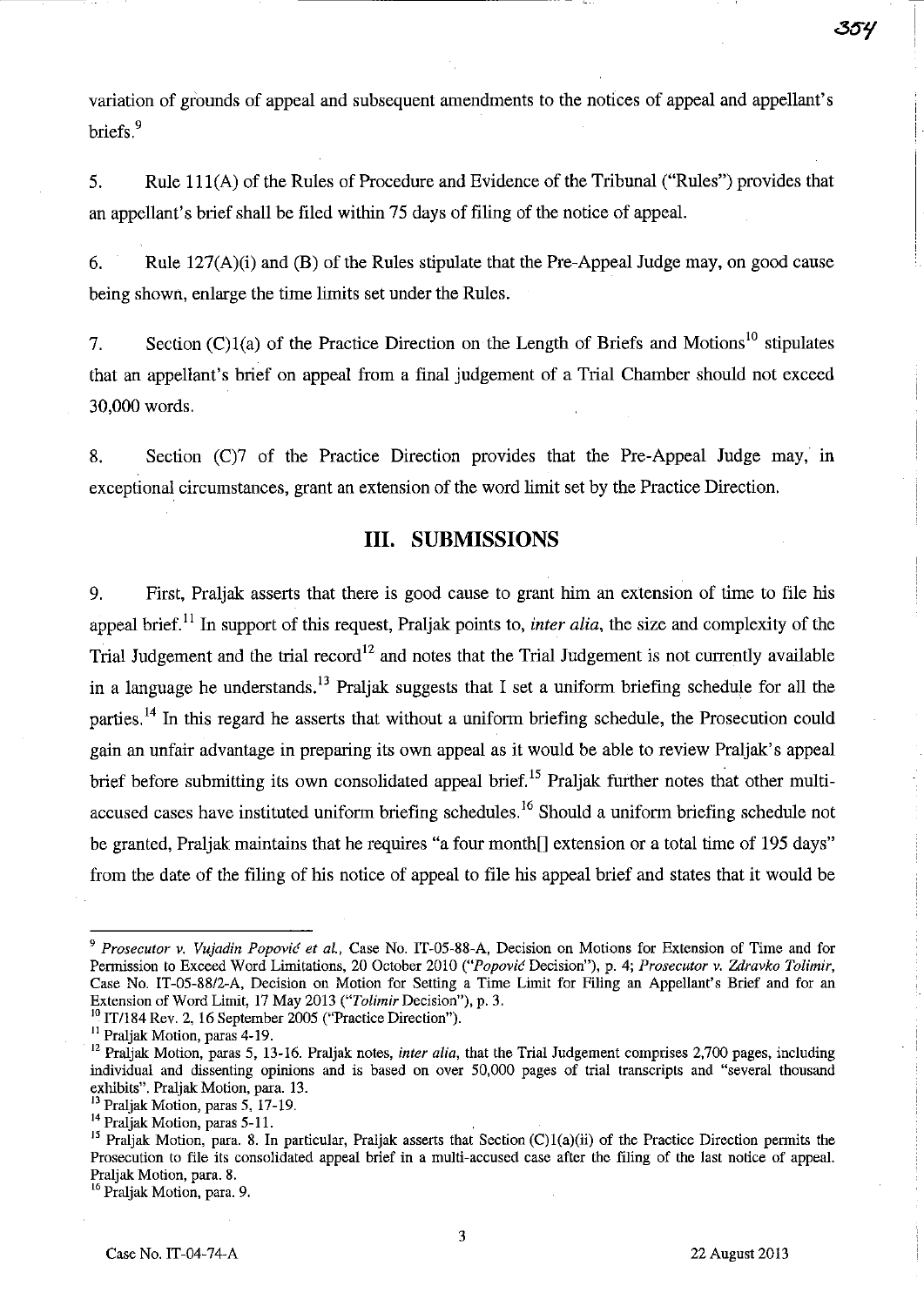variation of grounds of appeal and subsequent amendments to the notices of appeal and appellant's briefs.[9]

5. Rule 111(A) of the Rules of Procedure and Evidence of the Tribunal ("Rules") provides that an appellant's brief shall be filed within 75 days of filing of the notice of appeal.

6. Rule 127(A)(i) and (B) of the Rules stipulate that the Pre-Appeal Judge may, on good cause being shown, enlarge the time limits set under the Rules.

7. Section (C)1(a) of the Practice Direction on the Length of Briefs and Motions[10] stipulates that an appellant's brief on appeal from a final judgement of a Trial Chamber should not exceed 30,000 words.

8. Section (C)7 of the Practice Direction provides that the Pre-Appeal Judge may, in exceptional circumstances, grant an extension of the word limit set by the Practice Direction.

## III. SUBMISSIONS

9. First, Praljak asserts that there is good cause to grant him an extension of time to file his appeal brief.[11] In support of this request, Praljak points to, *inter alia*, the size and complexity of the Trial Judgement and the trial record[12] and notes that the Trial Judgement is not currently available in a language he understands.[13] Praljak suggests that I set a uniform briefing schedule for all the parties.[14] In this regard he asserts that without a uniform briefing schedule, the Prosecution could gain an unfair advantage in preparing its own appeal as it would be able to review Praljak's appeal brief before submitting its own consolidated appeal brief.[15] Praljak further notes that other multi-accused cases have instituted uniform briefing schedules.[16] Should a uniform briefing schedule not be granted, Praljak maintains that he requires "a four month[] extension or a total time of 195 days" from the date of the filing of his notice of appeal to file his appeal brief and states that it would be

---

[9] *Prosecutor v. Vujadin Popović et al.*, Case No. IT-05-88-A, Decision on Motions for Extension of Time and for Permission to Exceed Word Limitations, 20 October 2010 (*"Popović* Decision"), p. 4; *Prosecutor v. Zdravko Tolimir*, Case No. IT-05-88/2-A, Decision on Motion for Setting a Time Limit for Filing an Appellant's Brief and for an Extension of Word Limit, 17 May 2013 (*"Tolimir* Decision"), p. 3.

[10] IT/184 Rev. 2, 16 September 2005 ("Practice Direction").

[11] Praljak Motion, paras 4-19.

[12] Praljak Motion, paras 5, 13-16. Praljak notes, *inter alia*, that the Trial Judgement comprises 2,700 pages, including individual and dissenting opinions and is based on over 50,000 pages of trial transcripts and "several thousand exhibits". Praljak Motion, para. 13.

[13] Praljak Motion, paras 5, 17-19.

[14] Praljak Motion, paras 5-11.

[15] Praljak Motion, para. 8. In particular, Praljak asserts that Section (C)1(a)(ii) of the Practice Direction permits the Prosecution to file its consolidated appeal brief in a multi-accused case after the filing of the last notice of appeal. Praljak Motion, para. 8.

[16] Praljak Motion, para. 9.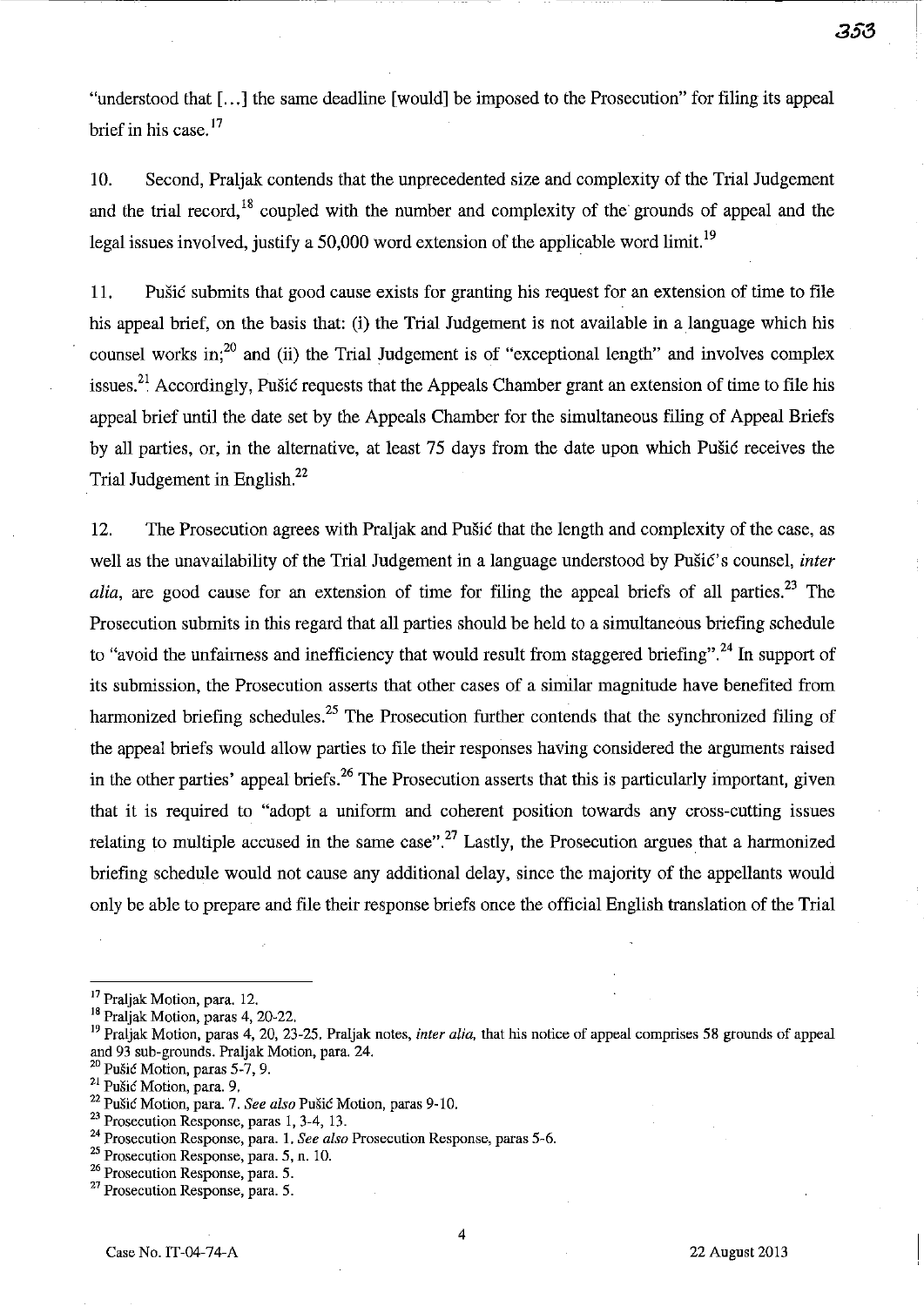"understood that [...] the same deadline [would] be imposed to the Prosecution" for filing its appeal brief in his case.[17]

10. Second, Praljak contends that the unprecedented size and complexity of the Trial Judgement and the trial record,[18] coupled with the number and complexity of the grounds of appeal and the legal issues involved, justify a 50,000 word extension of the applicable word limit.[19]

11. Pušić submits that good cause exists for granting his request for an extension of time to file his appeal brief, on the basis that: (i) the Trial Judgement is not available in a language which his counsel works in;[20] and (ii) the Trial Judgement is of "exceptional length" and involves complex issues.[21] Accordingly, Pušić requests that the Appeals Chamber grant an extension of time to file his appeal brief until the date set by the Appeals Chamber for the simultaneous filing of Appeal Briefs by all parties, or, in the alternative, at least 75 days from the date upon which Pušić receives the Trial Judgement in English.[22]

12. The Prosecution agrees with Praljak and Pušić that the length and complexity of the case, as well as the unavailability of the Trial Judgement in a language understood by Pušić's counsel, *inter alia*, are good cause for an extension of time for filing the appeal briefs of all parties.[23] The Prosecution submits in this regard that all parties should be held to a simultaneous briefing schedule to "avoid the unfairness and inefficiency that would result from staggered briefing".[24] In support of its submission, the Prosecution asserts that other cases of a similar magnitude have benefited from harmonized briefing schedules.[25] The Prosecution further contends that the synchronized filing of the appeal briefs would allow parties to file their responses having considered the arguments raised in the other parties' appeal briefs.[26] The Prosecution asserts that this is particularly important, given that it is required to "adopt a uniform and coherent position towards any cross-cutting issues relating to multiple accused in the same case".[27] Lastly, the Prosecution argues that a harmonized briefing schedule would not cause any additional delay, since the majority of the appellants would only be able to prepare and file their response briefs once the official English translation of the Trial

---

[17] Praljak Motion, para. 12.

[18] Praljak Motion, paras 4, 20-22.

[19] Praljak Motion, paras 4, 20, 23-25. Praljak notes, *inter alia*, that his notice of appeal comprises 58 grounds of appeal and 93 sub-grounds. Praljak Motion, para. 24.

[20] Pušić Motion, paras 5-7, 9.

[21] Pušić Motion, para. 9.

[22] Pušić Motion, para. 7. *See also* Pušić Motion, paras 9-10.

[23] Prosecution Response, paras 1, 3-4, 13.

[24] Prosecution Response, para. 1. *See also* Prosecution Response, paras 5-6.

[25] Prosecution Response, para. 5, n. 10.

[26] Prosecution Response, para. 5.

[27] Prosecution Response, para. 5.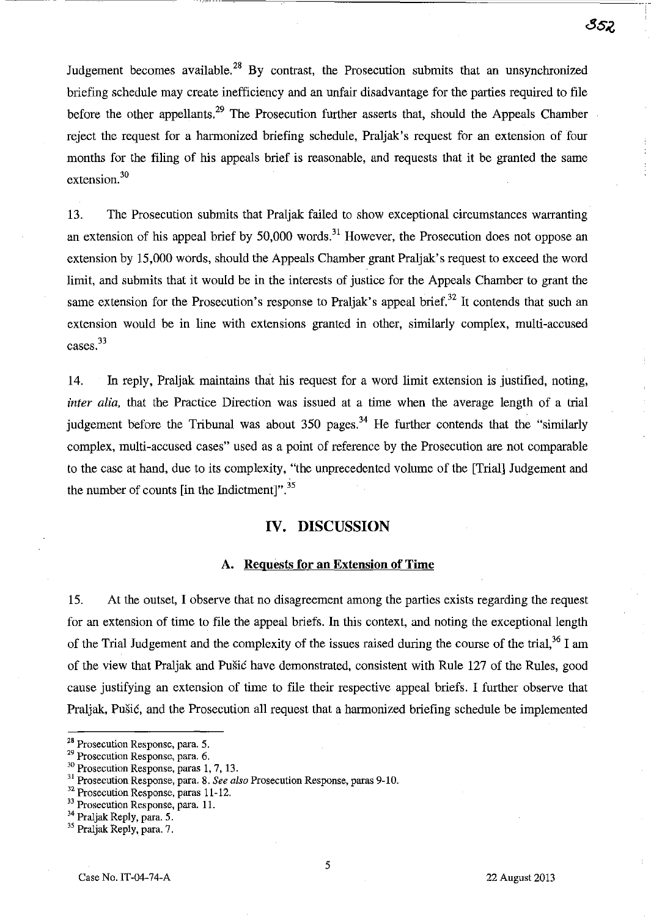Judgement becomes available.[28] By contrast, the Prosecution submits that an unsynchronized briefing schedule may create inefficiency and an unfair disadvantage for the parties required to file before the other appellants.[29] The Prosecution further asserts that, should the Appeals Chamber reject the request for a harmonized briefing schedule, Praljak's request for an extension of four months for the filing of his appeals brief is reasonable, and requests that it be granted the same extension.[30]

13. The Prosecution submits that Praljak failed to show exceptional circumstances warranting an extension of his appeal brief by 50,000 words.[31] However, the Prosecution does not oppose an extension by 15,000 words, should the Appeals Chamber grant Praljak's request to exceed the word limit, and submits that it would be in the interests of justice for the Appeals Chamber to grant the same extension for the Prosecution's response to Praljak's appeal brief.[32] It contends that such an extension would be in line with extensions granted in other, similarly complex, multi-accused cases.[33]

14. In reply, Praljak maintains that his request for a word limit extension is justified, noting, *inter alia,* that the Practice Direction was issued at a time when the average length of a trial judgement before the Tribunal was about 350 pages.[34] He further contends that the "similarly complex, multi-accused cases" used as a point of reference by the Prosecution are not comparable to the case at hand, due to its complexity, "the unprecedented volume of the [Trial] Judgement and the number of counts [in the Indictment]".[35]

## IV. DISCUSSION

### A. Requests for an Extension of Time

15. At the outset, I observe that no disagreement among the parties exists regarding the request for an extension of time to file the appeal briefs. In this context, and noting the exceptional length of the Trial Judgement and the complexity of the issues raised during the course of the trial,[36] I am of the view that Praljak and Pušić have demonstrated, consistent with Rule 127 of the Rules, good cause justifying an extension of time to file their respective appeal briefs. I further observe that Praljak, Pušić, and the Prosecution all request that a harmonized briefing schedule be implemented

---

[28] Prosecution Response, para. 5.

[29] Prosecution Response, para. 6.

[30] Prosecution Response, paras 1, 7, 13.

[31] Prosecution Response, para. 8. *See also* Prosecution Response, paras 9-10.

[32] Prosecution Response, paras 11-12.

[33] Prosecution Response, para. 11.

[34] Praljak Reply, para. 5.

[35] Praljak Reply, para. 7.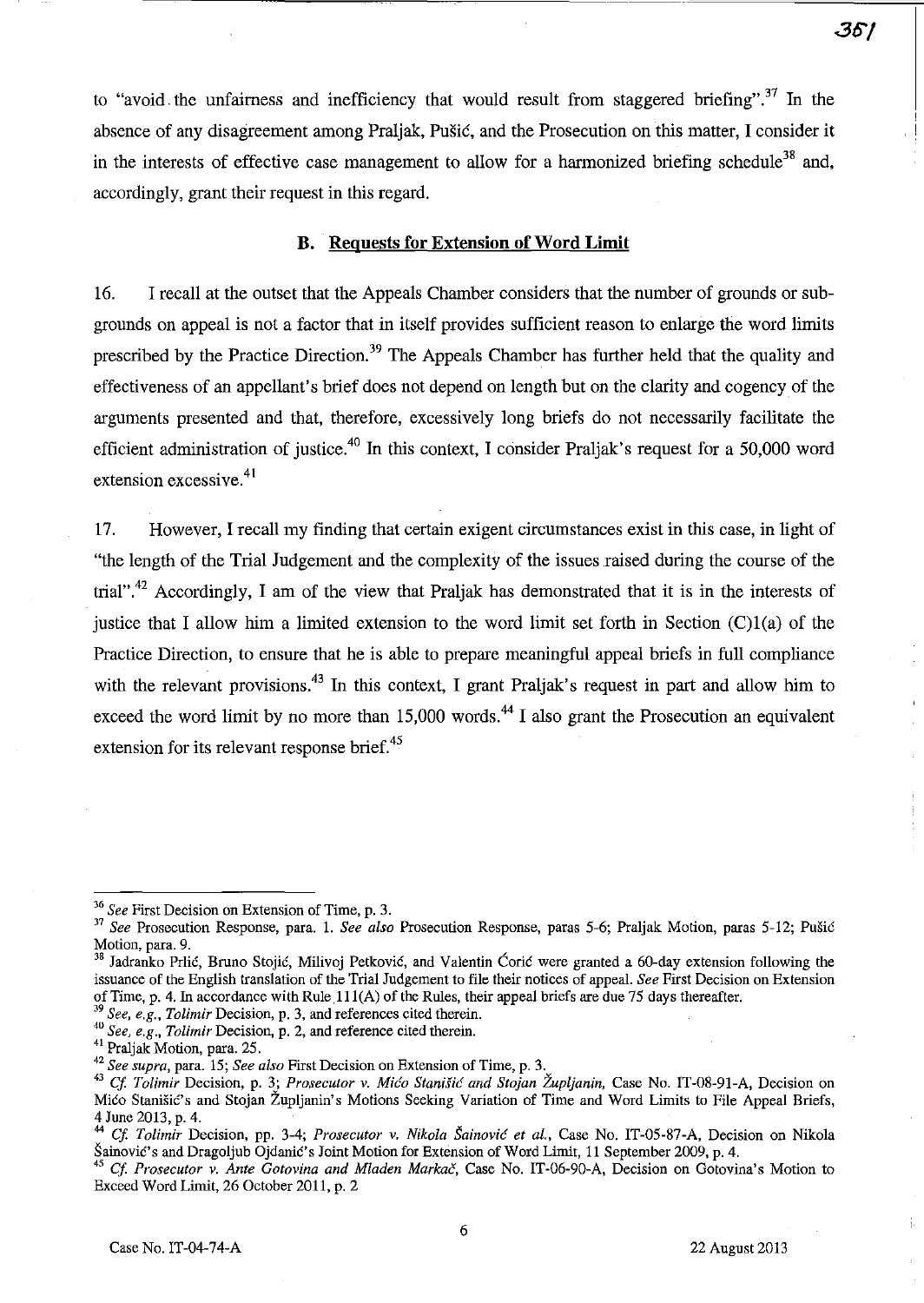to "avoid the unfairness and inefficiency that would result from staggered briefing".[37] In the absence of any disagreement among Praljak, Pušić, and the Prosecution on this matter, I consider it in the interests of effective case management to allow for a harmonized briefing schedule[38] and, accordingly, grant their request in this regard.

### B. Requests for Extension of Word Limit

16. I recall at the outset that the Appeals Chamber considers that the number of grounds or sub-grounds on appeal is not a factor that in itself provides sufficient reason to enlarge the word limits prescribed by the Practice Direction.[39] The Appeals Chamber has further held that the quality and effectiveness of an appellant's brief does not depend on length but on the clarity and cogency of the arguments presented and that, therefore, excessively long briefs do not necessarily facilitate the efficient administration of justice.[40] In this context, I consider Praljak's request for a 50,000 word extension excessive.[41]

17. However, I recall my finding that certain exigent circumstances exist in this case, in light of "the length of the Trial Judgement and the complexity of the issues raised during the course of the trial".[42] Accordingly, I am of the view that Praljak has demonstrated that it is in the interests of justice that I allow him a limited extension to the word limit set forth in Section (C)1(a) of the Practice Direction, to ensure that he is able to prepare meaningful appeal briefs in full compliance with the relevant provisions.[43] In this context, I grant Praljak's request in part and allow him to exceed the word limit by no more than 15,000 words.[44] I also grant the Prosecution an equivalent extension for its relevant response brief.[45]

---

[36] *See* First Decision on Extension of Time, p. 3.

[37] *See* Prosecution Response, para. 1. *See also* Prosecution Response, paras 5-6; Praljak Motion, paras 5-12; Pušić Motion, para. 9.

[38] Jadranko Prlić, Bruno Stojić, Milivoj Petković, and Valentin Ćorić were granted a 60-day extension following the issuance of the English translation of the Trial Judgement to file their notices of appeal. *See* First Decision on Extension of Time, p. 4. In accordance with Rule 111(A) of the Rules, their appeal briefs are due 75 days thereafter.

[39] *See, e.g.*, *Tolimir* Decision, p. 3, and references cited therein.

[40] *See, e.g.*, *Tolimir* Decision, p. 2, and reference cited therein.

[41] Praljak Motion, para. 25.

[42] *See supra*, para. 15; *See also* First Decision on Extension of Time, p. 3.

[43] *Cf.* *Tolimir* Decision, p. 3; *Prosecutor v. Mićo Stanišić and Stojan Župljanin*, Case No. IT-08-91-A, Decision on Mićo Stanišić's and Stojan Župljanin's Motions Seeking Variation of Time and Word Limits to File Appeal Briefs, 4 June 2013, p. 4.

[44] *Cf.* *Tolimir* Decision, pp. 3-4; *Prosecutor v. Nikola Šainović et al.*, Case No. IT-05-87-A, Decision on Nikola Šainović's and Dragoljub Ojdanić's Joint Motion for Extension of Word Limit, 11 September 2009, p. 4.

[45] *Cf.* *Prosecutor v. Ante Gotovina and Mladen Markač*, Case No. IT-06-90-A, Decision on Gotovina's Motion to Exceed Word Limit, 26 October 2011, p. 2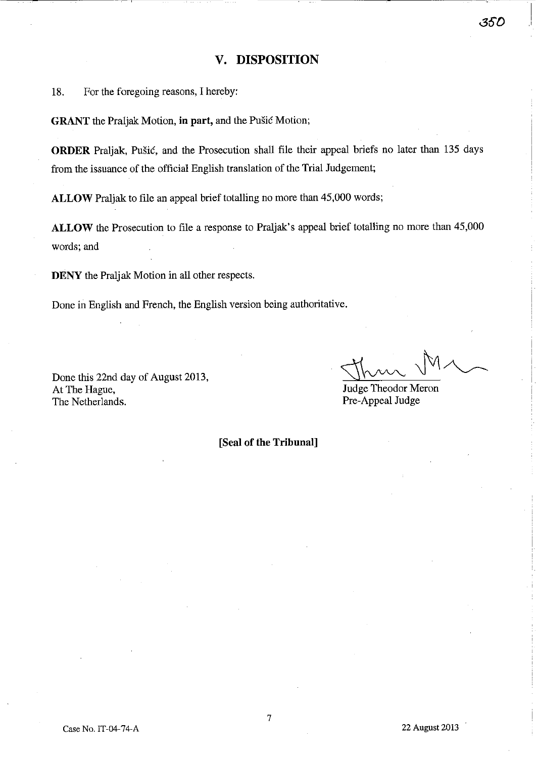## V. DISPOSITION

18. For the foregoing reasons, I hereby:

**GRANT** the Praljak Motion, **in part,** and the Pušić Motion;

**ORDER** Praljak, Pušić, and the Prosecution shall file their appeal briefs no later than 135 days from the issuance of the official English translation of the Trial Judgement;

**ALLOW** Praljak to file an appeal brief totalling no more than 45,000 words;

**ALLOW** the Prosecution to file a response to Praljak's appeal brief totalling no more than 45,000 words; and

**DENY** the Praljak Motion in all other respects.

Done in English and French, the English version being authoritative.

Done this 22nd day of August 2013,
At The Hague,
The Netherlands.

Judge Theodor Meron
Pre-Appeal Judge

**[Seal of the Tribunal]**